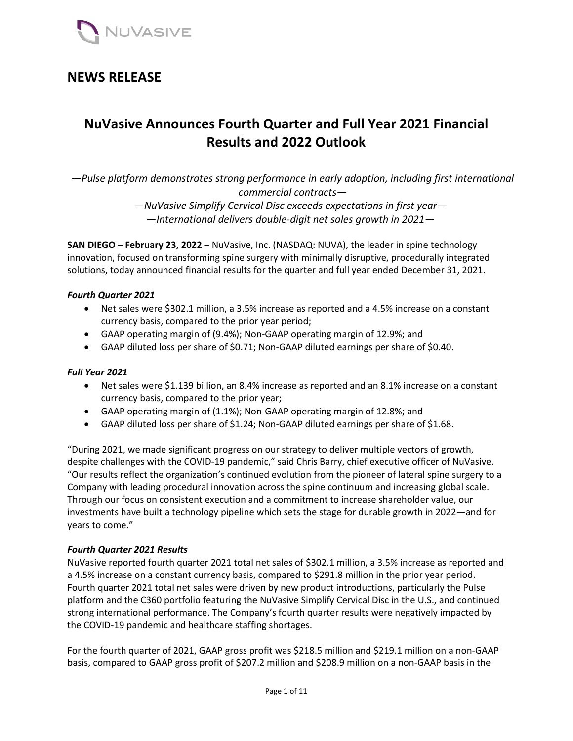NuVasive

# NEWS RELEASE

## NuVasive Announces Fourth Quarter and Full Year 2021 Financial Results and 2022 Outlook

*—Pulse platform demonstrates strong performance in early adoption, including first international commercial contracts—*

*—NuVasive Simplify Cervical Disc exceeds expectations in first year—*

*—International delivers double-digit net sales growth in 2021—*

**SAN DIEGO** – **February 23, 2022** – NuVasive, Inc. (NASDAQ: NUVA), the leader in spine technology innovation, focused on transforming spine surgery with minimally disruptive, procedurally integrated solutions, today announced financial results for the quarter and full year ended December 31, 2021.

***Fourth Quarter 2021***

- Net sales were $302.1 million, a 3.5% increase as reported and a 4.5% increase on a constant currency basis, compared to the prior year period;
- GAAP operating margin of (9.4%); Non-GAAP operating margin of 12.9%; and
- GAAP diluted loss per share of $0.71; Non-GAAP diluted earnings per share of $0.40.

***Full Year 2021***

- Net sales were $1.139 billion, an 8.4% increase as reported and an 8.1% increase on a constant currency basis, compared to the prior year;
- GAAP operating margin of (1.1%); Non-GAAP operating margin of 12.8%; and
- GAAP diluted loss per share of $1.24; Non-GAAP diluted earnings per share of $1.68.

"During 2021, we made significant progress on our strategy to deliver multiple vectors of growth, despite challenges with the COVID-19 pandemic," said Chris Barry, chief executive officer of NuVasive. "Our results reflect the organization's continued evolution from the pioneer of lateral spine surgery to a Company with leading procedural innovation across the spine continuum and increasing global scale. Through our focus on consistent execution and a commitment to increase shareholder value, our investments have built a technology pipeline which sets the stage for durable growth in 2022—and for years to come."

***Fourth Quarter 2021 Results***

NuVasive reported fourth quarter 2021 total net sales of $302.1 million, a 3.5% increase as reported and a 4.5% increase on a constant currency basis, compared to $291.8 million in the prior year period. Fourth quarter 2021 total net sales were driven by new product introductions, particularly the Pulse platform and the C360 portfolio featuring the NuVasive Simplify Cervical Disc in the U.S., and continued strong international performance. The Company's fourth quarter results were negatively impacted by the COVID-19 pandemic and healthcare staffing shortages.

For the fourth quarter of 2021, GAAP gross profit was $218.5 million and $219.1 million on a non-GAAP basis, compared to GAAP gross profit of $207.2 million and $208.9 million on a non-GAAP basis in the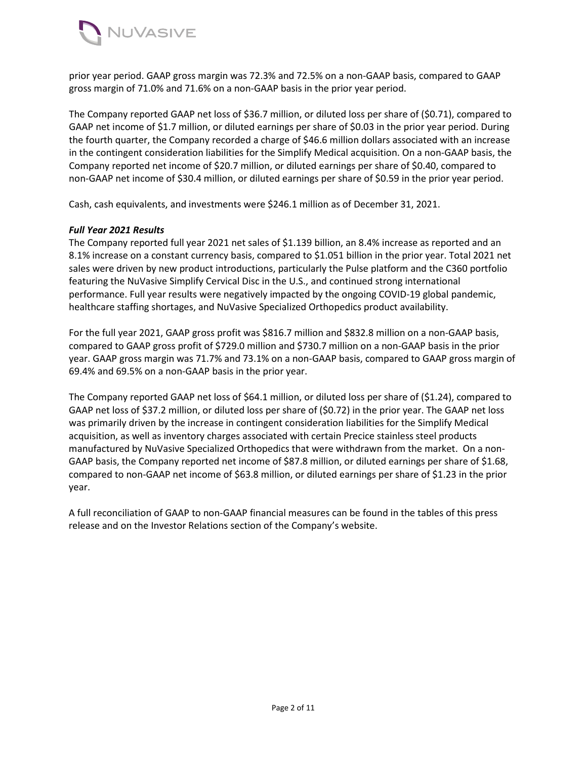prior year period. GAAP gross margin was 72.3% and 72.5% on a non-GAAP basis, compared to GAAP gross margin of 71.0% and 71.6% on a non-GAAP basis in the prior year period.

The Company reported GAAP net loss of $36.7 million, or diluted loss per share of ($0.71), compared to GAAP net income of $1.7 million, or diluted earnings per share of $0.03 in the prior year period. During the fourth quarter, the Company recorded a charge of $46.6 million dollars associated with an increase in the contingent consideration liabilities for the Simplify Medical acquisition. On a non-GAAP basis, the Company reported net income of $20.7 million, or diluted earnings per share of $0.40, compared to non-GAAP net income of $30.4 million, or diluted earnings per share of $0.59 in the prior year period.

Cash, cash equivalents, and investments were $246.1 million as of December 31, 2021.

***Full Year 2021 Results***

The Company reported full year 2021 net sales of $1.139 billion, an 8.4% increase as reported and an 8.1% increase on a constant currency basis, compared to $1.051 billion in the prior year. Total 2021 net sales were driven by new product introductions, particularly the Pulse platform and the C360 portfolio featuring the NuVasive Simplify Cervical Disc in the U.S., and continued strong international performance. Full year results were negatively impacted by the ongoing COVID-19 global pandemic, healthcare staffing shortages, and NuVasive Specialized Orthopedics product availability.

For the full year 2021, GAAP gross profit was $816.7 million and $832.8 million on a non-GAAP basis, compared to GAAP gross profit of $729.0 million and $730.7 million on a non-GAAP basis in the prior year. GAAP gross margin was 71.7% and 73.1% on a non-GAAP basis, compared to GAAP gross margin of 69.4% and 69.5% on a non-GAAP basis in the prior year.

The Company reported GAAP net loss of $64.1 million, or diluted loss per share of ($1.24), compared to GAAP net loss of $37.2 million, or diluted loss per share of ($0.72) in the prior year. The GAAP net loss was primarily driven by the increase in contingent consideration liabilities for the Simplify Medical acquisition, as well as inventory charges associated with certain Precice stainless steel products manufactured by NuVasive Specialized Orthopedics that were withdrawn from the market. On a non-GAAP basis, the Company reported net income of $87.8 million, or diluted earnings per share of $1.68, compared to non-GAAP net income of $63.8 million, or diluted earnings per share of $1.23 in the prior year.

A full reconciliation of GAAP to non-GAAP financial measures can be found in the tables of this press release and on the Investor Relations section of the Company's website.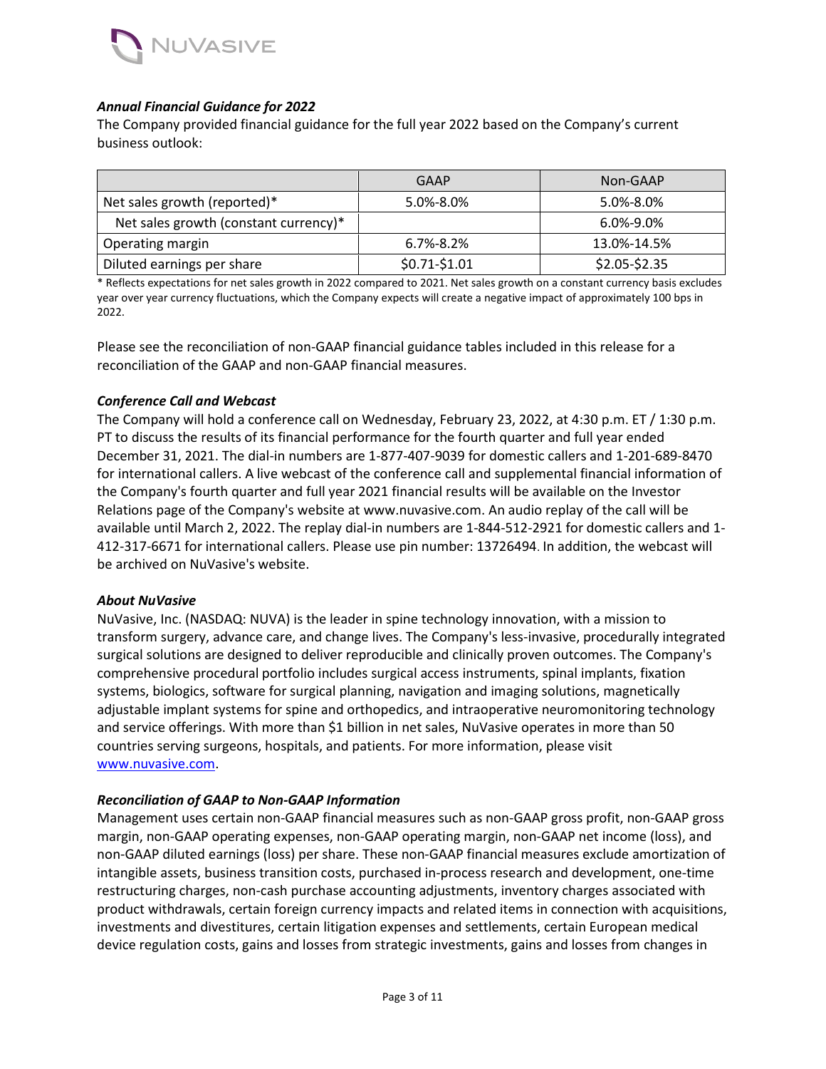### *Annual Financial Guidance for 2022*

The Company provided financial guidance for the full year 2022 based on the Company's current business outlook:

| | GAAP | Non-GAAP |
|---|---|---|
| Net sales growth (reported)* | 5.0%-8.0% | 5.0%-8.0% |
| Net sales growth (constant currency)* | | 6.0%-9.0% |
| Operating margin | 6.7%-8.2% | 13.0%-14.5% |
| Diluted earnings per share | $0.71-$1.01 | $2.05-$2.35 |

* Reflects expectations for net sales growth in 2022 compared to 2021. Net sales growth on a constant currency basis excludes year over year currency fluctuations, which the Company expects will create a negative impact of approximately 100 bps in 2022.

Please see the reconciliation of non-GAAP financial guidance tables included in this release for a reconciliation of the GAAP and non-GAAP financial measures.

### *Conference Call and Webcast*

The Company will hold a conference call on Wednesday, February 23, 2022, at 4:30 p.m. ET / 1:30 p.m. PT to discuss the results of its financial performance for the fourth quarter and full year ended December 31, 2021. The dial-in numbers are 1-877-407-9039 for domestic callers and 1-201-689-8470 for international callers. A live webcast of the conference call and supplemental financial information of the Company's fourth quarter and full year 2021 financial results will be available on the Investor Relations page of the Company's website at www.nuvasive.com. An audio replay of the call will be available until March 2, 2022. The replay dial-in numbers are 1-844-512-2921 for domestic callers and 1-412-317-6671 for international callers. Please use pin number: 13726494. In addition, the webcast will be archived on NuVasive's website.

### *About NuVasive*

NuVasive, Inc. (NASDAQ: NUVA) is the leader in spine technology innovation, with a mission to transform surgery, advance care, and change lives. The Company's less-invasive, procedurally integrated surgical solutions are designed to deliver reproducible and clinically proven outcomes. The Company's comprehensive procedural portfolio includes surgical access instruments, spinal implants, fixation systems, biologics, software for surgical planning, navigation and imaging solutions, magnetically adjustable implant systems for spine and orthopedics, and intraoperative neuromonitoring technology and service offerings. With more than $1 billion in net sales, NuVasive operates in more than 50 countries serving surgeons, hospitals, and patients. For more information, please visit www.nuvasive.com.

### *Reconciliation of GAAP to Non-GAAP Information*

Management uses certain non-GAAP financial measures such as non-GAAP gross profit, non-GAAP gross margin, non-GAAP operating expenses, non-GAAP operating margin, non-GAAP net income (loss), and non-GAAP diluted earnings (loss) per share. These non-GAAP financial measures exclude amortization of intangible assets, business transition costs, purchased in-process research and development, one-time restructuring charges, non-cash purchase accounting adjustments, inventory charges associated with product withdrawals, certain foreign currency impacts and related items in connection with acquisitions, investments and divestitures, certain litigation expenses and settlements, certain European medical device regulation costs, gains and losses from strategic investments, gains and losses from changes in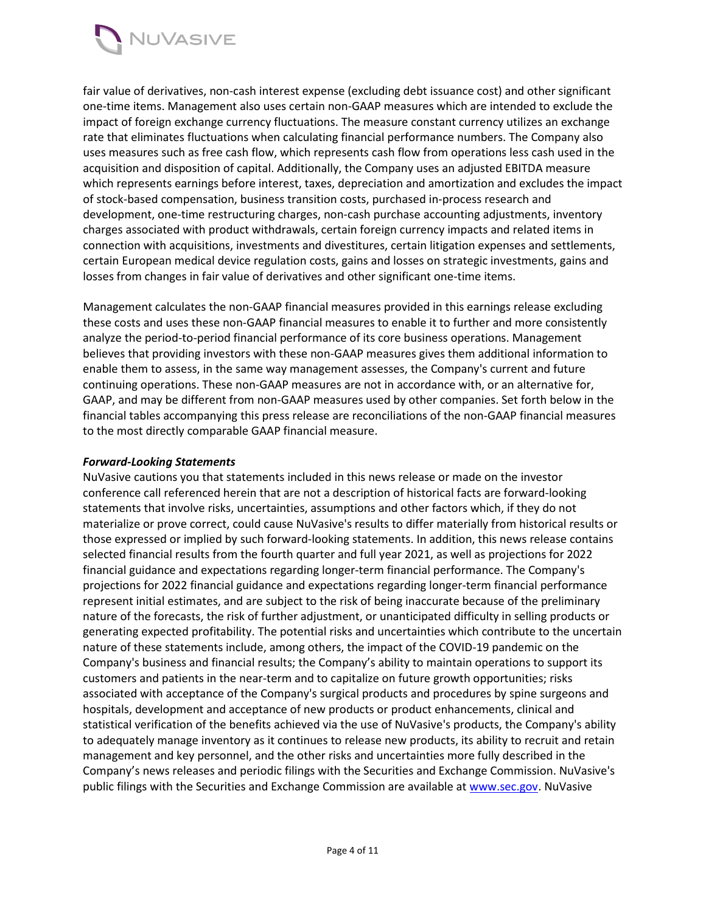fair value of derivatives, non-cash interest expense (excluding debt issuance cost) and other significant one-time items. Management also uses certain non-GAAP measures which are intended to exclude the impact of foreign exchange currency fluctuations. The measure constant currency utilizes an exchange rate that eliminates fluctuations when calculating financial performance numbers. The Company also uses measures such as free cash flow, which represents cash flow from operations less cash used in the acquisition and disposition of capital. Additionally, the Company uses an adjusted EBITDA measure which represents earnings before interest, taxes, depreciation and amortization and excludes the impact of stock-based compensation, business transition costs, purchased in-process research and development, one-time restructuring charges, non-cash purchase accounting adjustments, inventory charges associated with product withdrawals, certain foreign currency impacts and related items in connection with acquisitions, investments and divestitures, certain litigation expenses and settlements, certain European medical device regulation costs, gains and losses on strategic investments, gains and losses from changes in fair value of derivatives and other significant one-time items.

Management calculates the non-GAAP financial measures provided in this earnings release excluding these costs and uses these non-GAAP financial measures to enable it to further and more consistently analyze the period-to-period financial performance of its core business operations. Management believes that providing investors with these non-GAAP measures gives them additional information to enable them to assess, in the same way management assesses, the Company's current and future continuing operations. These non-GAAP measures are not in accordance with, or an alternative for, GAAP, and may be different from non-GAAP measures used by other companies. Set forth below in the financial tables accompanying this press release are reconciliations of the non-GAAP financial measures to the most directly comparable GAAP financial measure.

***Forward-Looking Statements***

NuVasive cautions you that statements included in this news release or made on the investor conference call referenced herein that are not a description of historical facts are forward-looking statements that involve risks, uncertainties, assumptions and other factors which, if they do not materialize or prove correct, could cause NuVasive's results to differ materially from historical results or those expressed or implied by such forward-looking statements. In addition, this news release contains selected financial results from the fourth quarter and full year 2021, as well as projections for 2022 financial guidance and expectations regarding longer-term financial performance. The Company's projections for 2022 financial guidance and expectations regarding longer-term financial performance represent initial estimates, and are subject to the risk of being inaccurate because of the preliminary nature of the forecasts, the risk of further adjustment, or unanticipated difficulty in selling products or generating expected profitability. The potential risks and uncertainties which contribute to the uncertain nature of these statements include, among others, the impact of the COVID-19 pandemic on the Company's business and financial results; the Company's ability to maintain operations to support its customers and patients in the near-term and to capitalize on future growth opportunities; risks associated with acceptance of the Company's surgical products and procedures by spine surgeons and hospitals, development and acceptance of new products or product enhancements, clinical and statistical verification of the benefits achieved via the use of NuVasive's products, the Company's ability to adequately manage inventory as it continues to release new products, its ability to recruit and retain management and key personnel, and the other risks and uncertainties more fully described in the Company's news releases and periodic filings with the Securities and Exchange Commission. NuVasive's public filings with the Securities and Exchange Commission are available at [www.sec.gov](http://www.sec.gov). NuVasive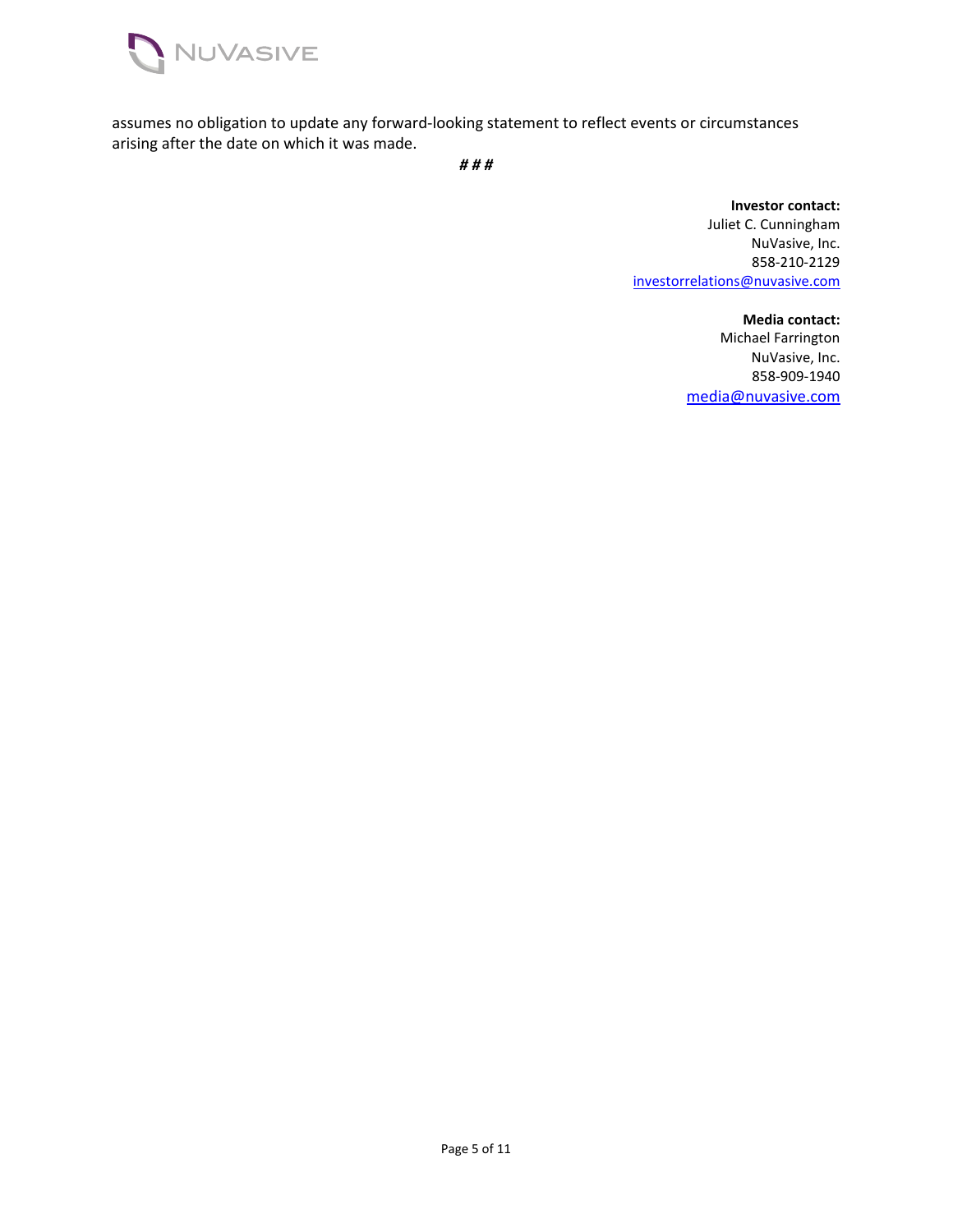assumes no obligation to update any forward-looking statement to reflect events or circumstances arising after the date on which it was made.

*# # #*

**Investor contact:**
Juliet C. Cunningham
NuVasive, Inc.
858-210-2129
investorrelations@nuvasive.com

**Media contact:**
Michael Farrington
NuVasive, Inc.
858-909-1940
media@nuvasive.com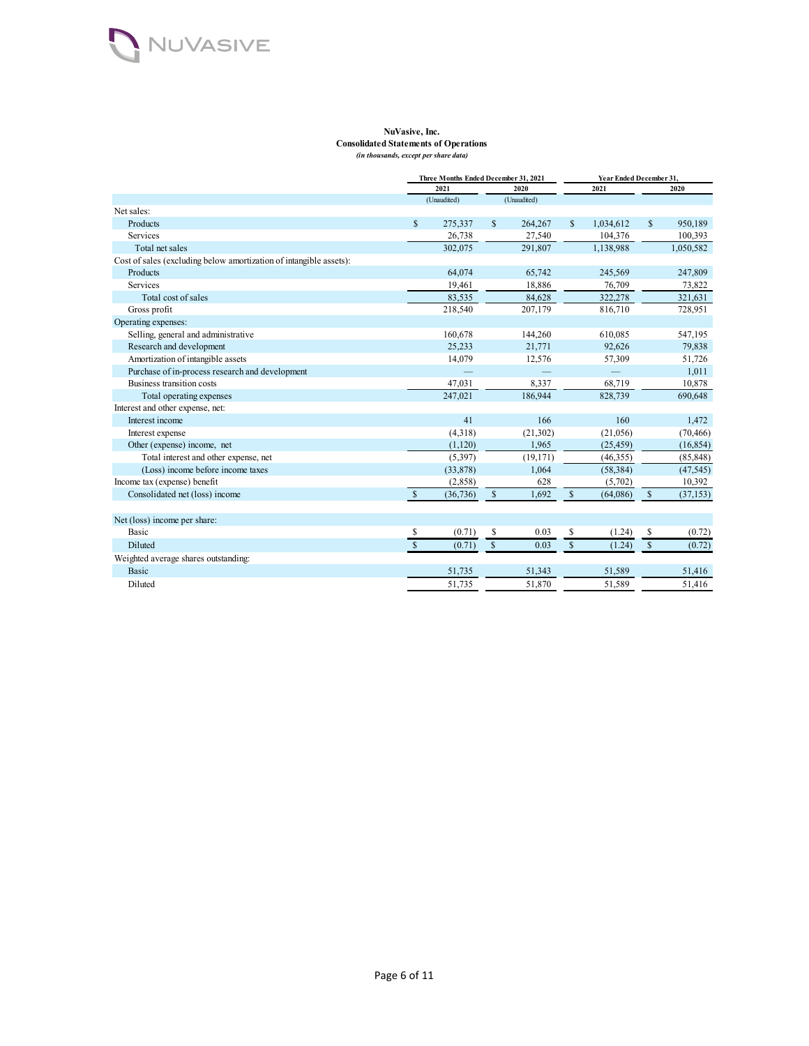**NuVasive, Inc.**
**Consolidated Statements of Operations**
*(in thousands, except per share data)*

| | Three Months Ended December 31, 2021 | | Year Ended December 31, | |
|---|---|---|---|---|
| | 2021 | 2020 | 2021 | 2020 |
| | (Unaudited) | (Unaudited) | | |
| Net sales: | | | | |
| Products | $ 275,337 | $ 264,267 | $ 1,034,612 | $ 950,189 |
| Services | 26,738 | 27,540 | 104,376 | 100,393 |
| Total net sales | 302,075 | 291,807 | 1,138,988 | 1,050,582 |
| Cost of sales (excluding below amortization of intangible assets): | | | | |
| Products | 64,074 | 65,742 | 245,569 | 247,809 |
| Services | 19,461 | 18,886 | 76,709 | 73,822 |
| Total cost of sales | 83,535 | 84,628 | 322,278 | 321,631 |
| Gross profit | 218,540 | 207,179 | 816,710 | 728,951 |
| Operating expenses: | | | | |
| Selling, general and administrative | 160,678 | 144,260 | 610,085 | 547,195 |
| Research and development | 25,233 | 21,771 | 92,626 | 79,838 |
| Amortization of intangible assets | 14,079 | 12,576 | 57,309 | 51,726 |
| Purchase of in-process research and development | — | — | — | 1,011 |
| Business transition costs | 47,031 | 8,337 | 68,719 | 10,878 |
| Total operating expenses | 247,021 | 186,944 | 828,739 | 690,648 |
| Interest and other expense, net: | | | | |
| Interest income | 41 | 166 | 160 | 1,472 |
| Interest expense | (4,318) | (21,302) | (21,056) | (70,466) |
| Other (expense) income, net | (1,120) | 1,965 | (25,459) | (16,854) |
| Total interest and other expense, net | (5,397) | (19,171) | (46,355) | (85,848) |
| (Loss) income before income taxes | (33,878) | 1,064 | (58,384) | (47,545) |
| Income tax (expense) benefit | (2,858) | 628 | (5,702) | 10,392 |
| Consolidated net (loss) income | $ (36,736) | $ 1,692 | $ (64,086) | $ (37,153) |
| | | | | |
| Net (loss) income per share: | | | | |
| Basic | $ (0.71) | $ 0.03 | $ (1.24) | $ (0.72) |
| Diluted | $ (0.71) | $ 0.03 | $ (1.24) | $ (0.72) |
| Weighted average shares outstanding: | | | | |
| Basic | 51,735 | 51,343 | 51,589 | 51,416 |
| Diluted | 51,735 | 51,870 | 51,589 | 51,416 |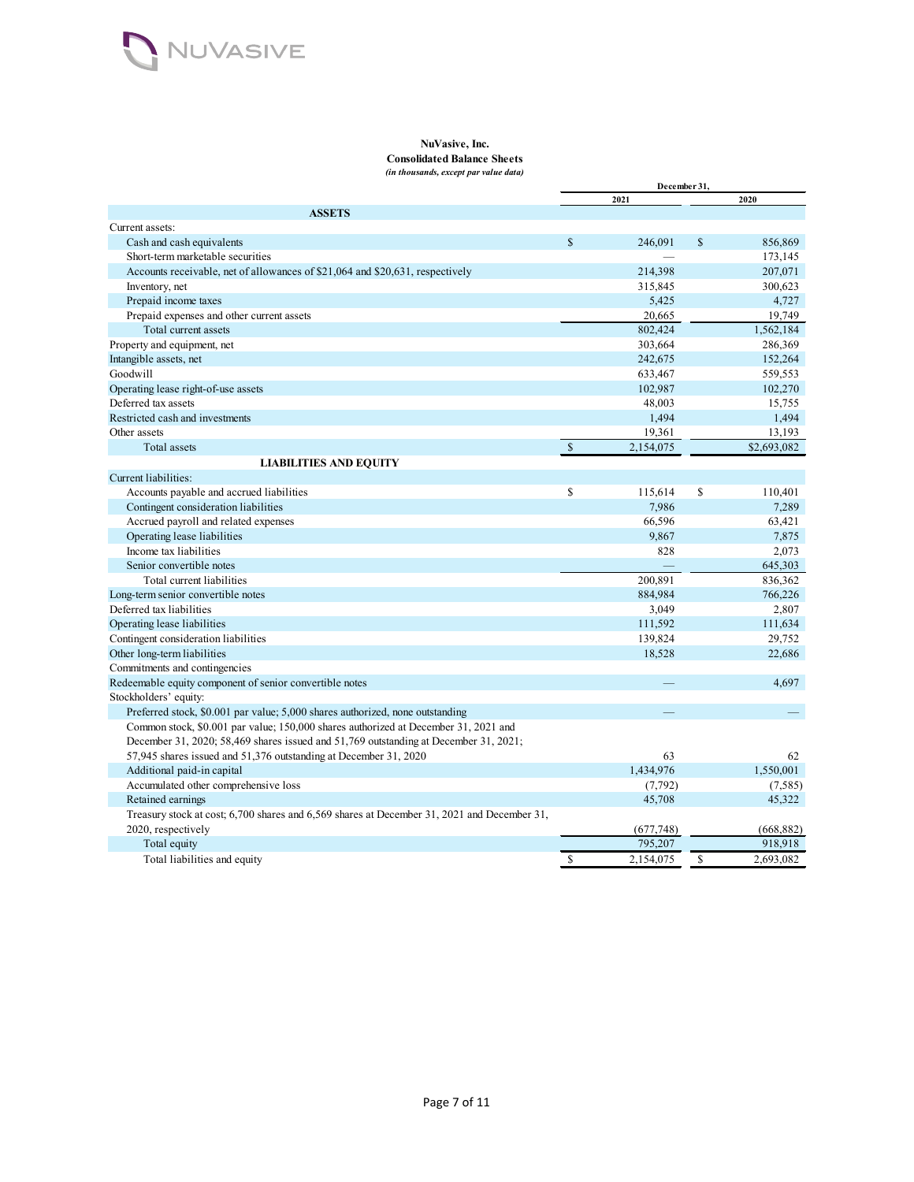**NuVasive, Inc.**
**Consolidated Balance Sheets**
*(in thousands, except par value data)*

| | December 31, 2021 | December 31, 2020 |
|---|---|---|
| **ASSETS** | | |
| Current assets: | | |
| Cash and cash equivalents | $ 246,091 | $ 856,869 |
| Short-term marketable securities | — | 173,145 |
| Accounts receivable, net of allowances of $21,064 and $20,631, respectively | 214,398 | 207,071 |
| Inventory, net | 315,845 | 300,623 |
| Prepaid income taxes | 5,425 | 4,727 |
| Prepaid expenses and other current assets | 20,665 | 19,749 |
| Total current assets | 802,424 | 1,562,184 |
| Property and equipment, net | 303,664 | 286,369 |
| Intangible assets, net | 242,675 | 152,264 |
| Goodwill | 633,467 | 559,553 |
| Operating lease right-of-use assets | 102,987 | 102,270 |
| Deferred tax assets | 48,003 | 15,755 |
| Restricted cash and investments | 1,494 | 1,494 |
| Other assets | 19,361 | 13,193 |
| Total assets | $ 2,154,075 | $2,693,082 |
| **LIABILITIES AND EQUITY** | | |
| Current liabilities: | | |
| Accounts payable and accrued liabilities | $ 115,614 | $ 110,401 |
| Contingent consideration liabilities | 7,986 | 7,289 |
| Accrued payroll and related expenses | 66,596 | 63,421 |
| Operating lease liabilities | 9,867 | 7,875 |
| Income tax liabilities | 828 | 2,073 |
| Senior convertible notes | — | 645,303 |
| Total current liabilities | 200,891 | 836,362 |
| Long-term senior convertible notes | 884,984 | 766,226 |
| Deferred tax liabilities | 3,049 | 2,807 |
| Operating lease liabilities | 111,592 | 111,634 |
| Contingent consideration liabilities | 139,824 | 29,752 |
| Other long-term liabilities | 18,528 | 22,686 |
| Commitments and contingencies | | |
| Redeemable equity component of senior convertible notes | — | 4,697 |
| Stockholders' equity: | | |
| Preferred stock, $0.001 par value; 5,000 shares authorized, none outstanding | — | — |
| Common stock, $0.001 par value; 150,000 shares authorized at December 31, 2021 and December 31, 2020; 58,469 shares issued and 51,769 outstanding at December 31, 2021; 57,945 shares issued and 51,376 outstanding at December 31, 2020 | 63 | 62 |
| Additional paid-in capital | 1,434,976 | 1,550,001 |
| Accumulated other comprehensive loss | (7,792) | (7,585) |
| Retained earnings | 45,708 | 45,322 |
| Treasury stock at cost; 6,700 shares and 6,569 shares at December 31, 2021 and December 31, 2020, respectively | (677,748) | (668,882) |
| Total equity | 795,207 | 918,918 |
| Total liabilities and equity | $ 2,154,075 | $ 2,693,082 |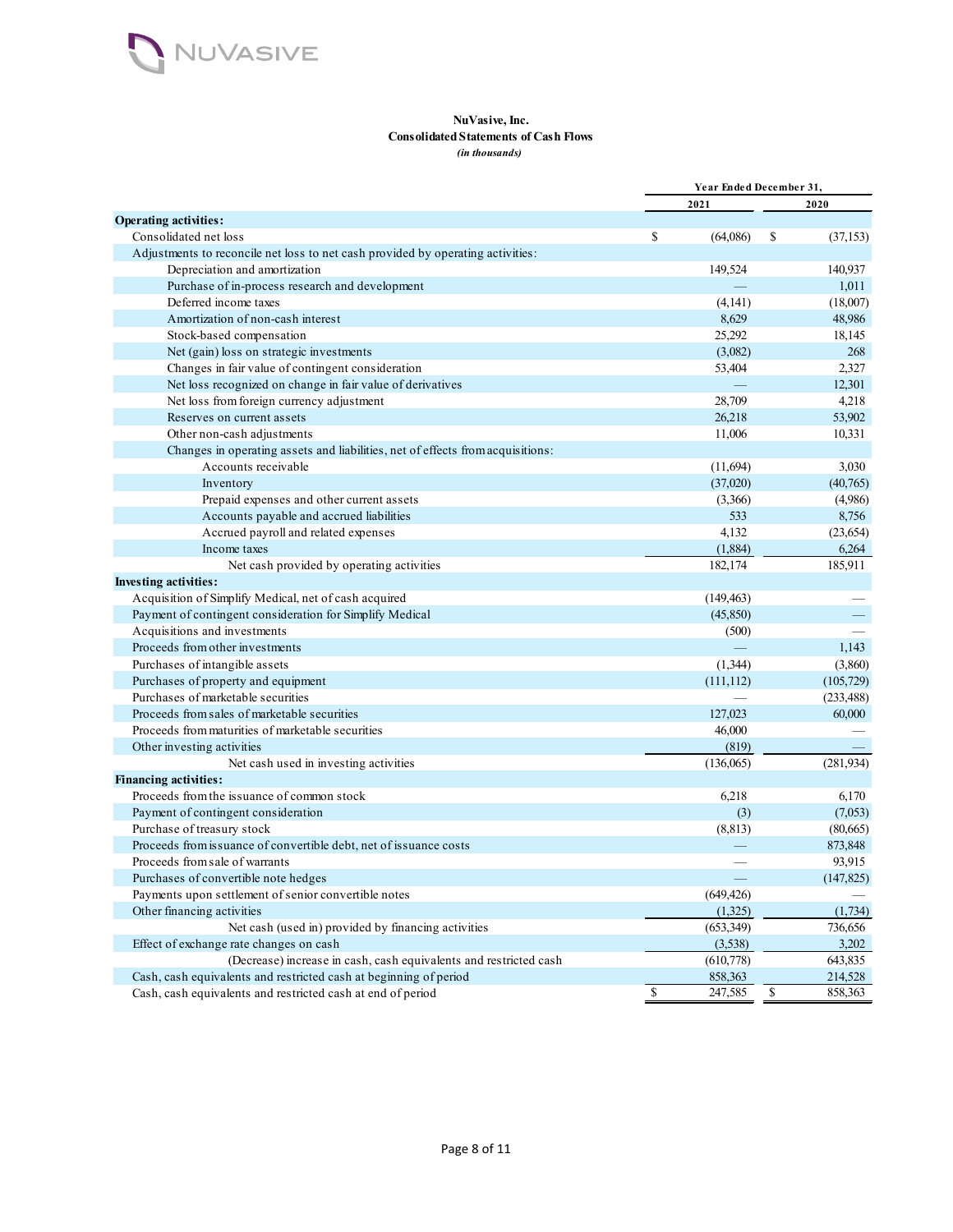**NuVasive, Inc.**
**Consolidated Statements of Cash Flows**
*(in thousands)*

| | Year Ended December 31, | |
|---|---|---|
| | 2021 | 2020 |
| **Operating activities:** | | |
| Consolidated net loss | $ (64,086) | $ (37,153) |
| Adjustments to reconcile net loss to net cash provided by operating activities: | | |
| Depreciation and amortization | 149,524 | 140,937 |
| Purchase of in-process research and development | — | 1,011 |
| Deferred income taxes | (4,141) | (18,007) |
| Amortization of non-cash interest | 8,629 | 48,986 |
| Stock-based compensation | 25,292 | 18,145 |
| Net (gain) loss on strategic investments | (3,082) | 268 |
| Changes in fair value of contingent consideration | 53,404 | 2,327 |
| Net loss recognized on change in fair value of derivatives | — | 12,301 |
| Net loss from foreign currency adjustment | 28,709 | 4,218 |
| Reserves on current assets | 26,218 | 53,902 |
| Other non-cash adjustments | 11,006 | 10,331 |
| Changes in operating assets and liabilities, net of effects from acquisitions: | | |
| Accounts receivable | (11,694) | 3,030 |
| Inventory | (37,020) | (40,765) |
| Prepaid expenses and other current assets | (3,366) | (4,986) |
| Accounts payable and accrued liabilities | 533 | 8,756 |
| Accrued payroll and related expenses | 4,132 | (23,654) |
| Income taxes | (1,884) | 6,264 |
| Net cash provided by operating activities | 182,174 | 185,911 |
| **Investing activities:** | | |
| Acquisition of Simplify Medical, net of cash acquired | (149,463) | — |
| Payment of contingent consideration for Simplify Medical | (45,850) | — |
| Acquisitions and investments | (500) | — |
| Proceeds from other investments | — | 1,143 |
| Purchases of intangible assets | (1,344) | (3,860) |
| Purchases of property and equipment | (111,112) | (105,729) |
| Purchases of marketable securities | — | (233,488) |
| Proceeds from sales of marketable securities | 127,023 | 60,000 |
| Proceeds from maturities of marketable securities | 46,000 | — |
| Other investing activities | (819) | — |
| Net cash used in investing activities | (136,065) | (281,934) |
| **Financing activities:** | | |
| Proceeds from the issuance of common stock | 6,218 | 6,170 |
| Payment of contingent consideration | (3) | (7,053) |
| Purchase of treasury stock | (8,813) | (80,665) |
| Proceeds from issuance of convertible debt, net of issuance costs | — | 873,848 |
| Proceeds from sale of warrants | — | 93,915 |
| Purchases of convertible note hedges | — | (147,825) |
| Payments upon settlement of senior convertible notes | (649,426) | — |
| Other financing activities | (1,325) | (1,734) |
| Net cash (used in) provided by financing activities | (653,349) | 736,656 |
| Effect of exchange rate changes on cash | (3,538) | 3,202 |
| (Decrease) increase in cash, cash equivalents and restricted cash | (610,778) | 643,835 |
| Cash, cash equivalents and restricted cash at beginning of period | 858,363 | 214,528 |
| Cash, cash equivalents and restricted cash at end of period | $ 247,585 | $ 858,363 |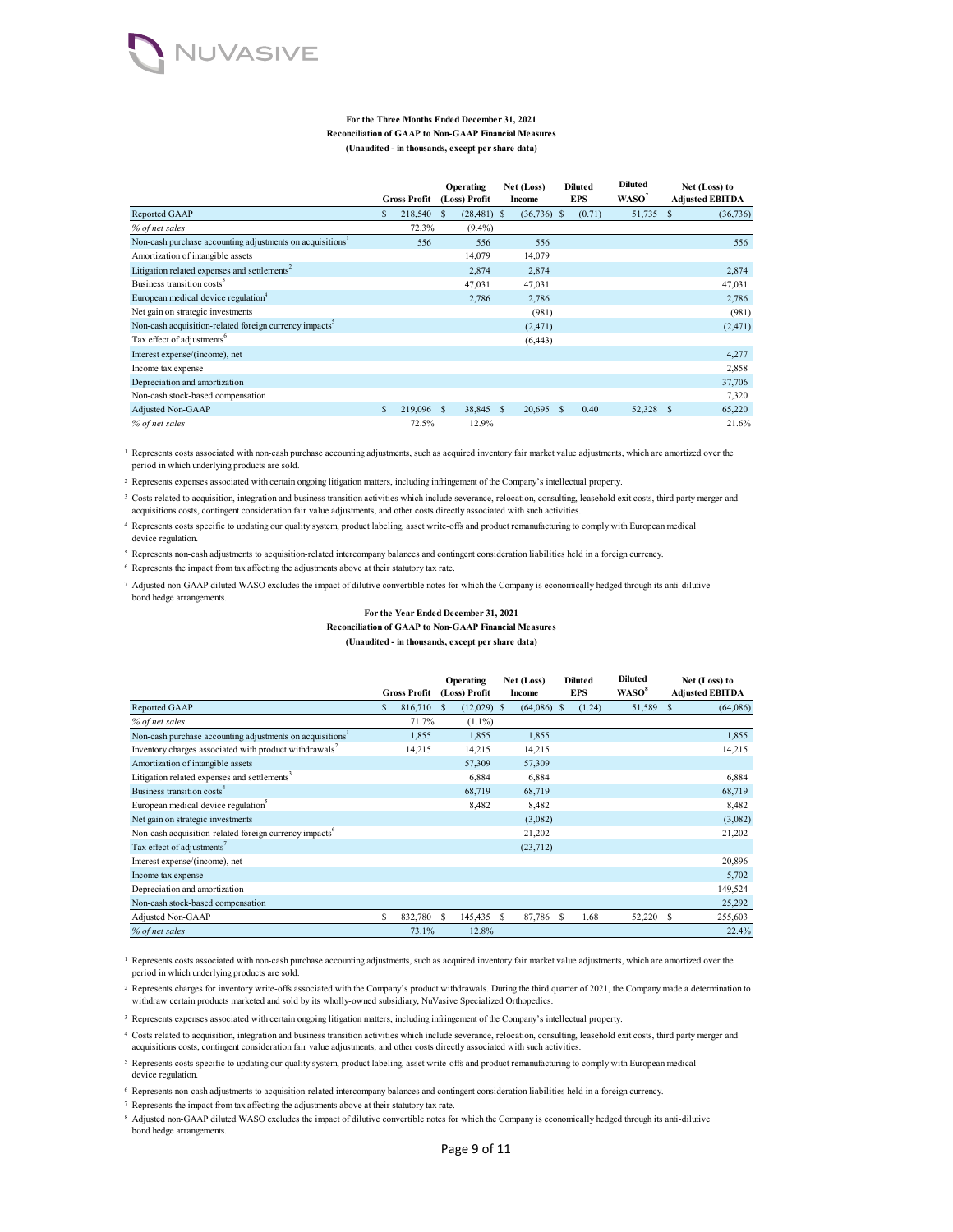**For the Three Months Ended December 31, 2021**
**Reconciliation of GAAP to Non-GAAP Financial Measures**
**(Unaudited - in thousands, except per share data)**

| | Gross Profit | Operating (Loss) Profit | Net (Loss) Income | Diluted EPS | Diluted WASO[7] | Net (Loss) to Adjusted EBITDA |
|---|---|---|---|---|---|---|
| Reported GAAP | $ 218,540 | $ (28,481) | $ (36,736) | $ (0.71) | 51,735 | $ (36,736) |
| *% of net sales* | 72.3% | (9.4%) | | | | |
| Non-cash purchase accounting adjustments on acquisitions[1] | 556 | 556 | 556 | | | 556 |
| Amortization of intangible assets | | 14,079 | 14,079 | | | |
| Litigation related expenses and settlements[2] | | 2,874 | 2,874 | | | 2,874 |
| Business transition costs[3] | | 47,031 | 47,031 | | | 47,031 |
| European medical device regulation[4] | | 2,786 | 2,786 | | | 2,786 |
| Net gain on strategic investments | | | (981) | | | (981) |
| Non-cash acquisition-related foreign currency impacts[5] | | | (2,471) | | | (2,471) |
| Tax effect of adjustments[6] | | | (6,443) | | | |
| Interest expense/(income), net | | | | | | 4,277 |
| Income tax expense | | | | | | 2,858 |
| Depreciation and amortization | | | | | | 37,706 |
| Non-cash stock-based compensation | | | | | | 7,320 |
| Adjusted Non-GAAP | $ 219,096 | $ 38,845 | $ 20,695 | $ 0.40 | 52,328 | $ 65,220 |
| *% of net sales* | 72.5% | 12.9% | | | | 21.6% |

[1] Represents costs associated with non-cash purchase accounting adjustments, such as acquired inventory fair market value adjustments, which are amortized over the period in which underlying products are sold.

[2] Represents expenses associated with certain ongoing litigation matters, including infringement of the Company's intellectual property.

[3] Costs related to acquisition, integration and business transition activities which include severance, relocation, consulting, leasehold exit costs, third party merger and acquisitions costs, contingent consideration fair value adjustments, and other costs directly associated with such activities.

[4] Represents costs specific to updating our quality system, product labeling, asset write-offs and product remanufacturing to comply with European medical device regulation.

[5] Represents non-cash adjustments to acquisition-related intercompany balances and contingent consideration liabilities held in a foreign currency.

[6] Represents the impact from tax affecting the adjustments above at their statutory tax rate.

[7] Adjusted non-GAAP diluted WASO excludes the impact of dilutive convertible notes for which the Company is economically hedged through its anti-dilutive bond hedge arrangements.

**For the Year Ended December 31, 2021**
**Reconciliation of GAAP to Non-GAAP Financial Measures**
**(Unaudited - in thousands, except per share data)**

| | Gross Profit | Operating (Loss) Profit | Net (Loss) Income | Diluted EPS | Diluted WASO[8] | Net (Loss) to Adjusted EBITDA |
|---|---|---|---|---|---|---|
| Reported GAAP | $ 816,710 | $ (12,029) | $ (64,086) | $ (1.24) | 51,589 | $ (64,086) |
| *% of net sales* | 71.7% | (1.1%) | | | | |
| Non-cash purchase accounting adjustments on acquisitions[1] | 1,855 | 1,855 | 1,855 | | | 1,855 |
| Inventory charges associated with product withdrawals[2] | 14,215 | 14,215 | 14,215 | | | 14,215 |
| Amortization of intangible assets | | 57,309 | 57,309 | | | |
| Litigation related expenses and settlements[3] | | 6,884 | 6,884 | | | 6,884 |
| Business transition costs[4] | | 68,719 | 68,719 | | | 68,719 |
| European medical device regulation[5] | | 8,482 | 8,482 | | | 8,482 |
| Net gain on strategic investments | | | (3,082) | | | (3,082) |
| Non-cash acquisition-related foreign currency impacts[6] | | | 21,202 | | | 21,202 |
| Tax effect of adjustments[7] | | | (23,712) | | | |
| Interest expense/(income), net | | | | | | 20,896 |
| Income tax expense | | | | | | 5,702 |
| Depreciation and amortization | | | | | | 149,524 |
| Non-cash stock-based compensation | | | | | | 25,292 |
| Adjusted Non-GAAP | $ 832,780 | $ 145,435 | $ 87,786 | $ 1.68 | 52,220 | $ 255,603 |
| *% of net sales* | 73.1% | 12.8% | | | | 22.4% |

[1] Represents costs associated with non-cash purchase accounting adjustments, such as acquired inventory fair market value adjustments, which are amortized over the period in which underlying products are sold.

[2] Represents charges for inventory write-offs associated with the Company's product withdrawals. During the third quarter of 2021, the Company made a determination to withdraw certain products marketed and sold by its wholly-owned subsidiary, NuVasive Specialized Orthopedics.

[3] Represents expenses associated with certain ongoing litigation matters, including infringement of the Company's intellectual property.

[4] Costs related to acquisition, integration and business transition activities which include severance, relocation, consulting, leasehold exit costs, third party merger and acquisitions costs, contingent consideration fair value adjustments, and other costs directly associated with such activities.

[5] Represents costs specific to updating our quality system, product labeling, asset write-offs and product remanufacturing to comply with European medical device regulation.

[6] Represents non-cash adjustments to acquisition-related intercompany balances and contingent consideration liabilities held in a foreign currency.

[7] Represents the impact from tax affecting the adjustments above at their statutory tax rate.

[8] Adjusted non-GAAP diluted WASO excludes the impact of dilutive convertible notes for which the Company is economically hedged through its anti-dilutive bond hedge arrangements.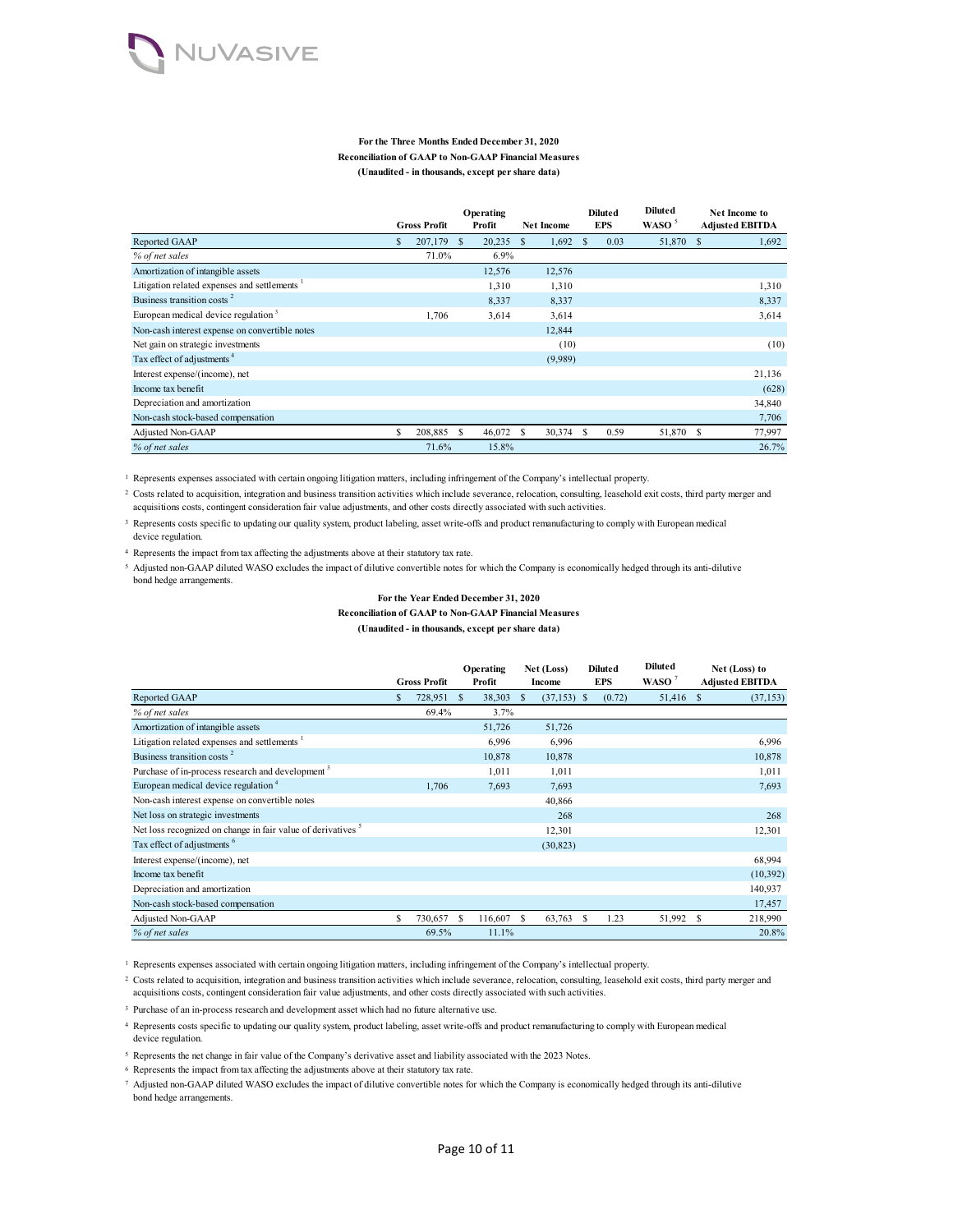**For the Three Months Ended December 31, 2020**
**Reconciliation of GAAP to Non-GAAP Financial Measures**
**(Unaudited - in thousands, except per share data)**

| | Gross Profit | Operating Profit | Net Income | Diluted EPS | Diluted WASO [5] | Net Income to Adjusted EBITDA |
|---|---|---|---|---|---|---|
| Reported GAAP | $ 207,179 | $ 20,235 | $ 1,692 | $ 0.03 | 51,870 | $ 1,692 |
| *% of net sales* | 71.0% | 6.9% | | | | |
| Amortization of intangible assets | | 12,576 | 12,576 | | | |
| Litigation related expenses and settlements [1] | | 1,310 | 1,310 | | | 1,310 |
| Business transition costs [2] | | 8,337 | 8,337 | | | 8,337 |
| European medical device regulation [3] | 1,706 | 3,614 | 3,614 | | | 3,614 |
| Non-cash interest expense on convertible notes | | | 12,844 | | | |
| Net gain on strategic investments | | | (10) | | | (10) |
| Tax effect of adjustments [4] | | | (9,989) | | | |
| Interest expense/(income), net | | | | | | 21,136 |
| Income tax benefit | | | | | | (628) |
| Depreciation and amortization | | | | | | 34,840 |
| Non-cash stock-based compensation | | | | | | 7,706 |
| Adjusted Non-GAAP | $ 208,885 | $ 46,072 | $ 30,374 | $ 0.59 | 51,870 | $ 77,997 |
| *% of net sales* | 71.6% | 15.8% | | | | 26.7% |

[1] Represents expenses associated with certain ongoing litigation matters, including infringement of the Company's intellectual property.

[2] Costs related to acquisition, integration and business transition activities which include severance, relocation, consulting, leasehold exit costs, third party merger and acquisitions costs, contingent consideration fair value adjustments, and other costs directly associated with such activities.

[3] Represents costs specific to updating our quality system, product labeling, asset write-offs and product remanufacturing to comply with European medical device regulation.

[4] Represents the impact from tax affecting the adjustments above at their statutory tax rate.

[5] Adjusted non-GAAP diluted WASO excludes the impact of dilutive convertible notes for which the Company is economically hedged through its anti-dilutive bond hedge arrangements.

**For the Year Ended December 31, 2020**
**Reconciliation of GAAP to Non-GAAP Financial Measures**
**(Unaudited - in thousands, except per share data)**

| | Gross Profit | Operating Profit | Net (Loss) Income | Diluted EPS | Diluted WASO [7] | Net (Loss) to Adjusted EBITDA |
|---|---|---|---|---|---|---|
| Reported GAAP | $ 728,951 | $ 38,303 | $ (37,153) | $ (0.72) | 51,416 | $ (37,153) |
| *% of net sales* | 69.4% | 3.7% | | | | |
| Amortization of intangible assets | | 51,726 | 51,726 | | | |
| Litigation related expenses and settlements [1] | | 6,996 | 6,996 | | | 6,996 |
| Business transition costs [2] | | 10,878 | 10,878 | | | 10,878 |
| Purchase of in-process research and development [3] | | 1,011 | 1,011 | | | 1,011 |
| European medical device regulation [4] | 1,706 | 7,693 | 7,693 | | | 7,693 |
| Non-cash interest expense on convertible notes | | | 40,866 | | | |
| Net loss on strategic investments | | | 268 | | | 268 |
| Net loss recognized on change in fair value of derivatives [5] | | | 12,301 | | | 12,301 |
| Tax effect of adjustments [6] | | | (30,823) | | | |
| Interest expense/(income), net | | | | | | 68,994 |
| Income tax benefit | | | | | | (10,392) |
| Depreciation and amortization | | | | | | 140,937 |
| Non-cash stock-based compensation | | | | | | 17,457 |
| Adjusted Non-GAAP | $ 730,657 | $ 116,607 | $ 63,763 | $ 1.23 | 51,992 | $ 218,990 |
| *% of net sales* | 69.5% | 11.1% | | | | 20.8% |

[1] Represents expenses associated with certain ongoing litigation matters, including infringement of the Company's intellectual property.

[2] Costs related to acquisition, integration and business transition activities which include severance, relocation, consulting, leasehold exit costs, third party merger and acquisitions costs, contingent consideration fair value adjustments, and other costs directly associated with such activities.

[3] Purchase of an in-process research and development asset which had no future alternative use.

[4] Represents costs specific to updating our quality system, product labeling, asset write-offs and product remanufacturing to comply with European medical device regulation.

[5] Represents the net change in fair value of the Company's derivative asset and liability associated with the 2023 Notes.

[6] Represents the impact from tax affecting the adjustments above at their statutory tax rate.

[7] Adjusted non-GAAP diluted WASO excludes the impact of dilutive convertible notes for which the Company is economically hedged through its anti-dilutive bond hedge arrangements.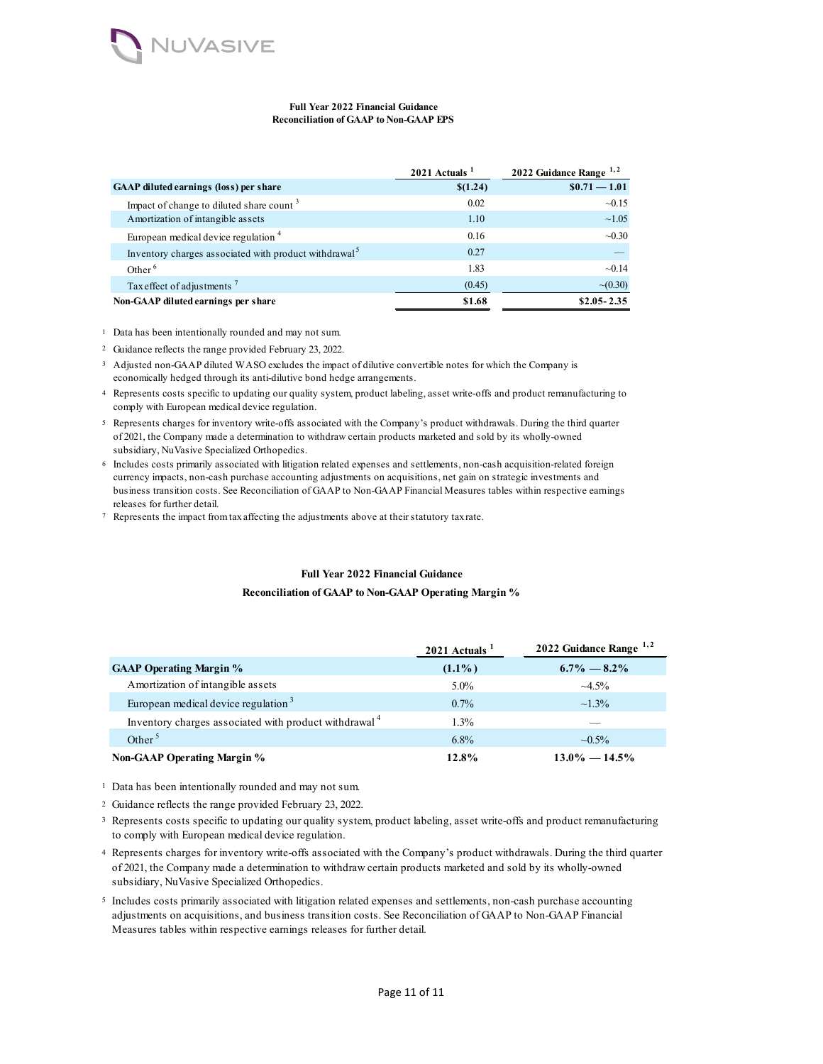**Full Year 2022 Financial Guidance**
**Reconciliation of GAAP to Non-GAAP EPS**

| | 2021 Actuals [1] | 2022 Guidance Range [1, 2] |
|---|---|---|
| **GAAP diluted earnings (loss) per share** | **$(1.24)** | **$0.71 — 1.01** |
| Impact of change to diluted share count [3] | 0.02 | ~0.15 |
| Amortization of intangible assets | 1.10 | ~1.05 |
| European medical device regulation [4] | 0.16 | ~0.30 |
| Inventory charges associated with product withdrawal [5] | 0.27 | — |
| Other [6] | 1.83 | ~0.14 |
| Tax effect of adjustments [7] | (0.45) | ~(0.30) |
| **Non-GAAP diluted earnings per share** | **$1.68** | **$2.05- 2.35** |

1 Data has been intentionally rounded and may not sum.

2 Guidance reflects the range provided February 23, 2022.

3 Adjusted non-GAAP diluted WASO excludes the impact of dilutive convertible notes for which the Company is economically hedged through its anti-dilutive bond hedge arrangements.

4 Represents costs specific to updating our quality system, product labeling, asset write-offs and product remanufacturing to comply with European medical device regulation.

5 Represents charges for inventory write-offs associated with the Company's product withdrawals. During the third quarter of 2021, the Company made a determination to withdraw certain products marketed and sold by its wholly-owned subsidiary, NuVasive Specialized Orthopedics.

6 Includes costs primarily associated with litigation related expenses and settlements, non-cash acquisition-related foreign currency impacts, non-cash purchase accounting adjustments on acquisitions, net gain on strategic investments and business transition costs. See Reconciliation of GAAP to Non-GAAP Financial Measures tables within respective earnings releases for further detail.

7 Represents the impact from tax affecting the adjustments above at their statutory tax rate.

**Full Year 2022 Financial Guidance**

**Reconciliation of GAAP to Non-GAAP Operating Margin %**

| | 2021 Actuals [1] | 2022 Guidance Range [1, 2] |
|---|---|---|
| **GAAP Operating Margin %** | **(1.1%)** | **6.7% — 8.2%** |
| Amortization of intangible assets | 5.0% | ~4.5% |
| European medical device regulation [3] | 0.7% | ~1.3% |
| Inventory charges associated with product withdrawal [4] | 1.3% | — |
| Other [5] | 6.8% | ~0.5% |
| **Non-GAAP Operating Margin %** | **12.8%** | **13.0% — 14.5%** |

1 Data has been intentionally rounded and may not sum.

2 Guidance reflects the range provided February 23, 2022.

3 Represents costs specific to updating our quality system, product labeling, asset write-offs and product remanufacturing to comply with European medical device regulation.

4 Represents charges for inventory write-offs associated with the Company's product withdrawals. During the third quarter of 2021, the Company made a determination to withdraw certain products marketed and sold by its wholly-owned subsidiary, NuVasive Specialized Orthopedics.

5 Includes costs primarily associated with litigation related expenses and settlements, non-cash purchase accounting adjustments on acquisitions, and business transition costs. See Reconciliation of GAAP to Non-GAAP Financial Measures tables within respective earnings releases for further detail.